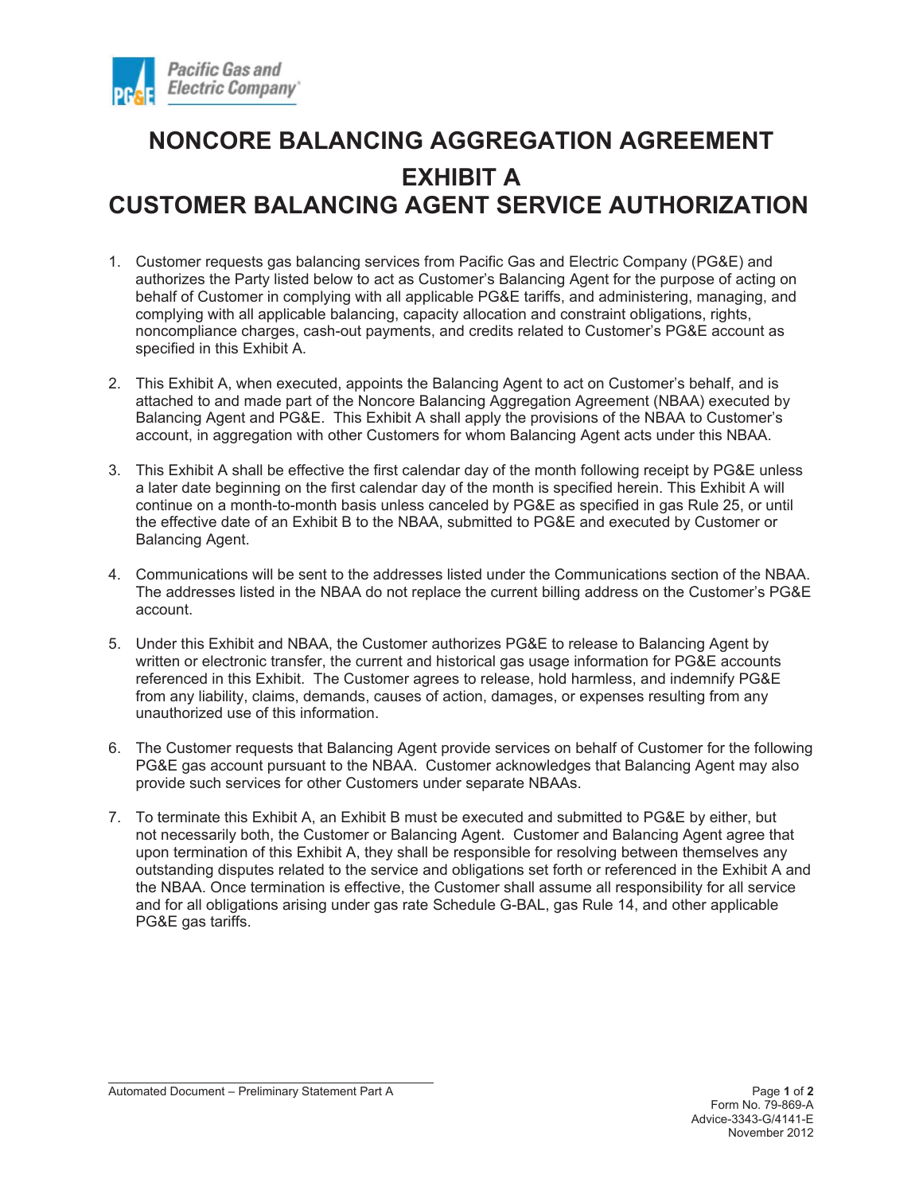# NONCORE BALANCING AGGREGATION AGREEMENT

## EXHIBIT A

## CUSTOMER BALANCING AGENT SERVICE AUTHORIZATION

1. Customer requests gas balancing services from Pacific Gas and Electric Company (PG&E) and authorizes the Party listed below to act as Customer's Balancing Agent for the purpose of acting on behalf of Customer in complying with all applicable PG&E tariffs, and administering, managing, and complying with all applicable balancing, capacity allocation and constraint obligations, rights, noncompliance charges, cash-out payments, and credits related to Customer's PG&E account as specified in this Exhibit A.

2. This Exhibit A, when executed, appoints the Balancing Agent to act on Customer's behalf, and is attached to and made part of the Noncore Balancing Aggregation Agreement (NBAA) executed by Balancing Agent and PG&E. This Exhibit A shall apply the provisions of the NBAA to Customer's account, in aggregation with other Customers for whom Balancing Agent acts under this NBAA.

3. This Exhibit A shall be effective the first calendar day of the month following receipt by PG&E unless a later date beginning on the first calendar day of the month is specified herein. This Exhibit A will continue on a month-to-month basis unless canceled by PG&E as specified in gas Rule 25, or until the effective date of an Exhibit B to the NBAA, submitted to PG&E and executed by Customer or Balancing Agent.

4. Communications will be sent to the addresses listed under the Communications section of the NBAA. The addresses listed in the NBAA do not replace the current billing address on the Customer's PG&E account.

5. Under this Exhibit and NBAA, the Customer authorizes PG&E to release to Balancing Agent by written or electronic transfer, the current and historical gas usage information for PG&E accounts referenced in this Exhibit. The Customer agrees to release, hold harmless, and indemnify PG&E from any liability, claims, demands, causes of action, damages, or expenses resulting from any unauthorized use of this information.

6. The Customer requests that Balancing Agent provide services on behalf of Customer for the following PG&E gas account pursuant to the NBAA. Customer acknowledges that Balancing Agent may also provide such services for other Customers under separate NBAAs.

7. To terminate this Exhibit A, an Exhibit B must be executed and submitted to PG&E by either, but not necessarily both, the Customer or Balancing Agent. Customer and Balancing Agent agree that upon termination of this Exhibit A, they shall be responsible for resolving between themselves any outstanding disputes related to the service and obligations set forth or referenced in the Exhibit A and the NBAA. Once termination is effective, the Customer shall assume all responsibility for all service and for all obligations arising under gas rate Schedule G-BAL, gas Rule 14, and other applicable PG&E gas tariffs.

Automated Document – Preliminary Statement Part A

Form No. 79-869-A
Advice-3343-G/4141-E
November 2012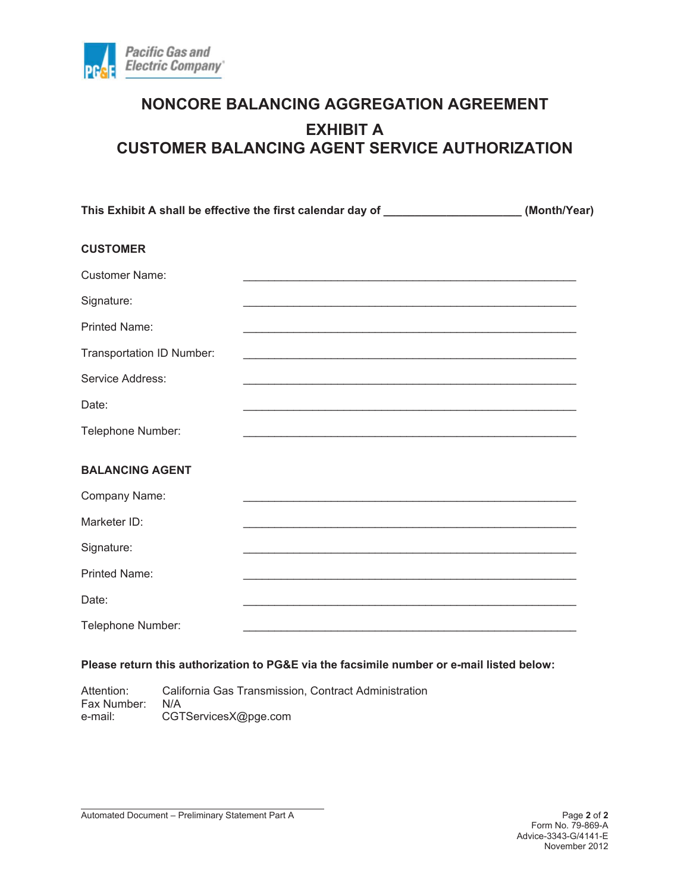# NONCORE BALANCING AGGREGATION AGREEMENT

## EXHIBIT A
## CUSTOMER BALANCING AGENT SERVICE AUTHORIZATION

**This Exhibit A shall be effective the first calendar day of _____________________ (Month/Year)**

**CUSTOMER**

Customer Name: ______________________________________________________

Signature: ______________________________________________________

Printed Name: ______________________________________________________

Transportation ID Number: ______________________________________________________

Service Address: ______________________________________________________

Date: ______________________________________________________

Telephone Number: ______________________________________________________

**BALANCING AGENT**

Company Name: ______________________________________________________

Marketer ID: ______________________________________________________

Signature: ______________________________________________________

Printed Name: ______________________________________________________

Date: ______________________________________________________

Telephone Number: ______________________________________________________

**Please return this authorization to PG&E via the facsimile number or e-mail listed below:**

Attention: California Gas Transmission, Contract Administration
Fax Number: N/A
e-mail: CGTServicesX@pge.com

Automated Document – Preliminary Statement Part A

Form No. 79-869-A
Advice-3343-G/4141-E
November 2012